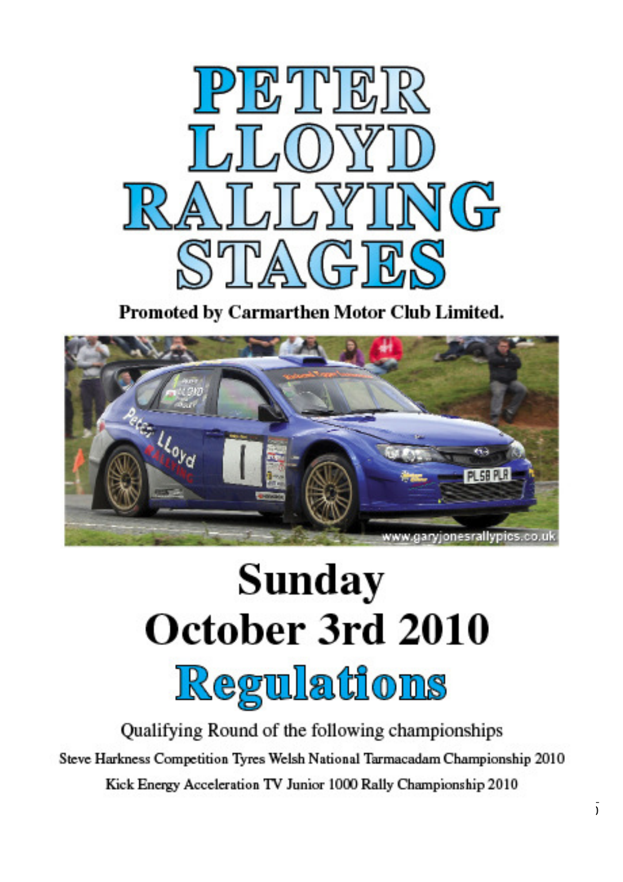# PETER LLOYD RALLYING STAGES

**Promoted by Carmarthen Motor Club Limited.**

# Sunday October 3rd 2010

# Regulations

Qualifying Round of the following championships

Steve Harkness Competition Tyres Welsh National Tarmacadam Championship 2010

Kick Energy Acceleration TV Junior 1000 Rally Championship 2010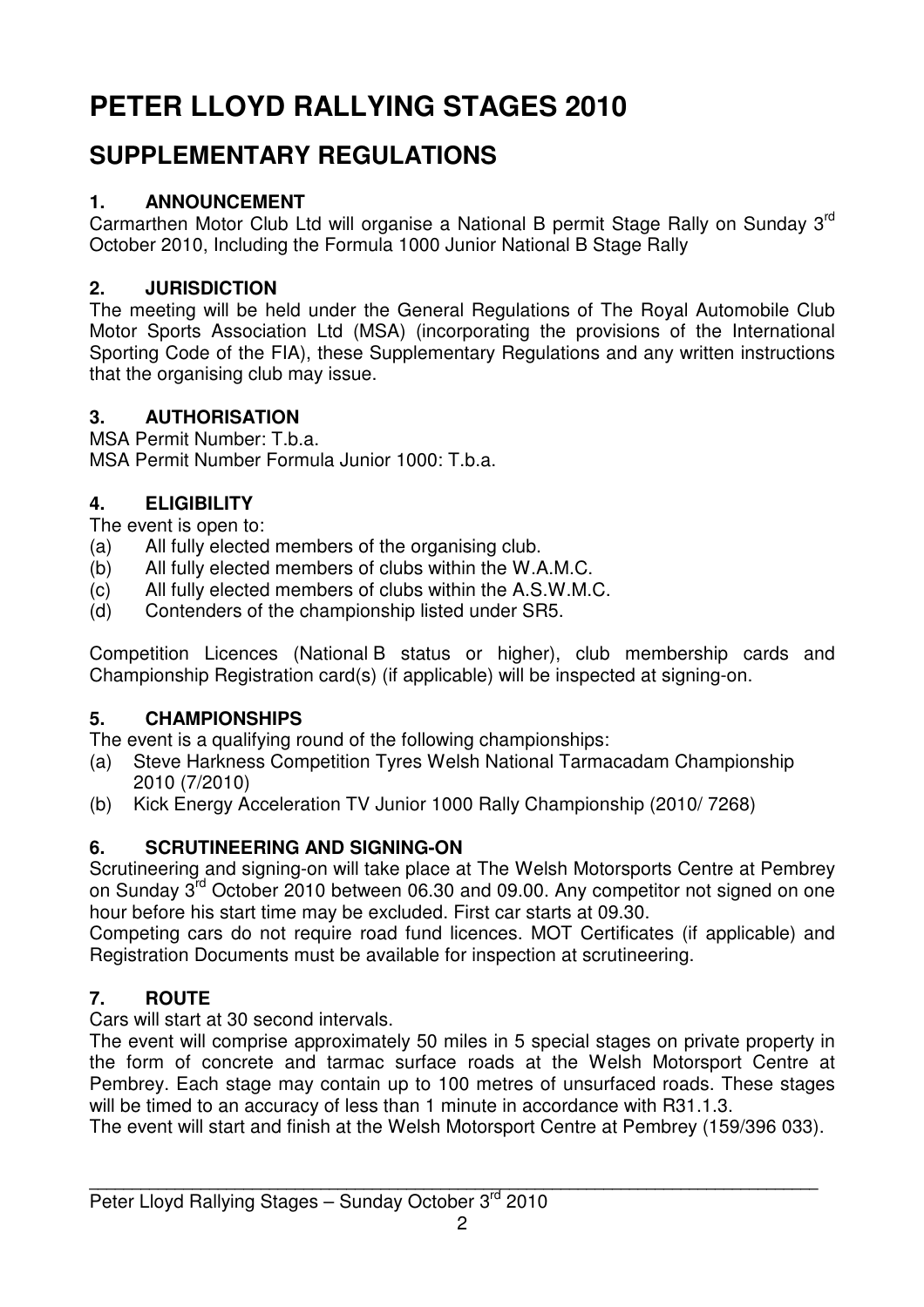# PETER LLOYD RALLYING STAGES 2010

## SUPPLEMENTARY REGULATIONS

### 1. ANNOUNCEMENT

Carmarthen Motor Club Ltd will organise a National B permit Stage Rally on Sunday 3rd October 2010, Including the Formula 1000 Junior National B Stage Rally

### 2. JURISDICTION

The meeting will be held under the General Regulations of The Royal Automobile Club Motor Sports Association Ltd (MSA) (incorporating the provisions of the International Sporting Code of the FIA), these Supplementary Regulations and any written instructions that the organising club may issue.

### 3. AUTHORISATION

MSA Permit Number: T.b.a.
MSA Permit Number Formula Junior 1000: T.b.a.

### 4. ELIGIBILITY

The event is open to:

(a) All fully elected members of the organising club.
(b) All fully elected members of clubs within the W.A.M.C.
(c) All fully elected members of clubs within the A.S.W.M.C.
(d) Contenders of the championship listed under SR5.

Competition Licences (National B status or higher), club membership cards and Championship Registration card(s) (if applicable) will be inspected at signing-on.

### 5. CHAMPIONSHIPS

The event is a qualifying round of the following championships:

(a) Steve Harkness Competition Tyres Welsh National Tarmacadam Championship 2010 (7/2010)
(b) Kick Energy Acceleration TV Junior 1000 Rally Championship (2010/ 7268)

### 6. SCRUTINEERING AND SIGNING-ON

Scrutineering and signing-on will take place at The Welsh Motorsports Centre at Pembrey on Sunday 3rd October 2010 between 06.30 and 09.00. Any competitor not signed on one hour before his start time may be excluded. First car starts at 09.30.
Competing cars do not require road fund licences. MOT Certificates (if applicable) and Registration Documents must be available for inspection at scrutineering.

### 7. ROUTE

Cars will start at 30 second intervals.
The event will comprise approximately 50 miles in 5 special stages on private property in the form of concrete and tarmac surface roads at the Welsh Motorsport Centre at Pembrey. Each stage may contain up to 100 metres of unsurfaced roads. These stages will be timed to an accuracy of less than 1 minute in accordance with R31.1.3.
The event will start and finish at the Welsh Motorsport Centre at Pembrey (159/396 033).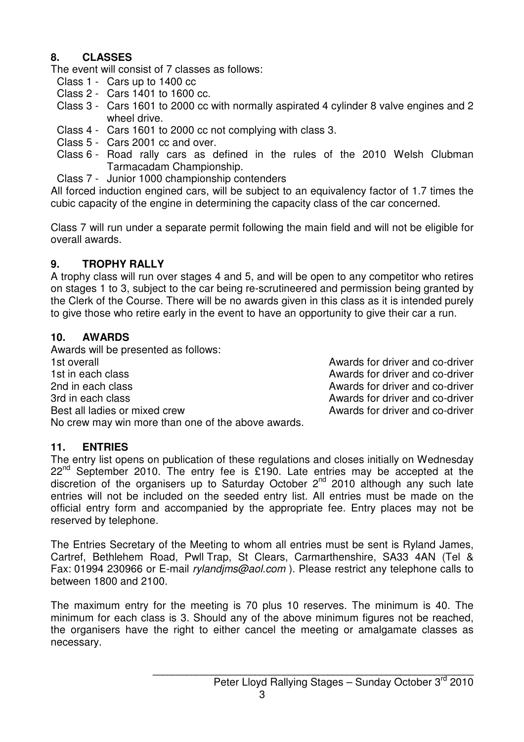## 8. CLASSES

The event will consist of 7 classes as follows:

- Class 1 - Cars up to 1400 cc
- Class 2 - Cars 1401 to 1600 cc.
- Class 3 - Cars 1601 to 2000 cc with normally aspirated 4 cylinder 8 valve engines and 2 wheel drive.
- Class 4 - Cars 1601 to 2000 cc not complying with class 3.
- Class 5 - Cars 2001 cc and over.
- Class 6 - Road rally cars as defined in the rules of the 2010 Welsh Clubman Tarmacadam Championship.
- Class 7 - Junior 1000 championship contenders

All forced induction engined cars, will be subject to an equivalency factor of 1.7 times the cubic capacity of the engine in determining the capacity class of the car concerned.

Class 7 will run under a separate permit following the main field and will not be eligible for overall awards.

## 9. TROPHY RALLY

A trophy class will run over stages 4 and 5, and will be open to any competitor who retires on stages 1 to 3, subject to the car being re-scrutineered and permission being granted by the Clerk of the Course. There will be no awards given in this class as it is intended purely to give those who retire early in the event to have an opportunity to give their car a run.

## 10. AWARDS

Awards will be presented as follows:

| | |
|---|---|
| 1st overall | Awards for driver and co-driver |
| 1st in each class | Awards for driver and co-driver |
| 2nd in each class | Awards for driver and co-driver |
| 3rd in each class | Awards for driver and co-driver |
| Best all ladies or mixed crew | Awards for driver and co-driver |

No crew may win more than one of the above awards.

## 11. ENTRIES

The entry list opens on publication of these regulations and closes initially on Wednesday 22nd September 2010. The entry fee is £190. Late entries may be accepted at the discretion of the organisers up to Saturday October 2nd 2010 although any such late entries will not be included on the seeded entry list. All entries must be made on the official entry form and accompanied by the appropriate fee. Entry places may not be reserved by telephone.

The Entries Secretary of the Meeting to whom all entries must be sent is Ryland James, Cartref, Bethlehem Road, Pwll Trap, St Clears, Carmarthenshire, SA33 4AN (Tel & Fax: 01994 230966 or E-mail *rylandjms@aol.com* ). Please restrict any telephone calls to between 1800 and 2100.

The maximum entry for the meeting is 70 plus 10 reserves. The minimum is 40. The minimum for each class is 3. Should any of the above minimum figures not be reached, the organisers have the right to either cancel the meeting or amalgamate classes as necessary.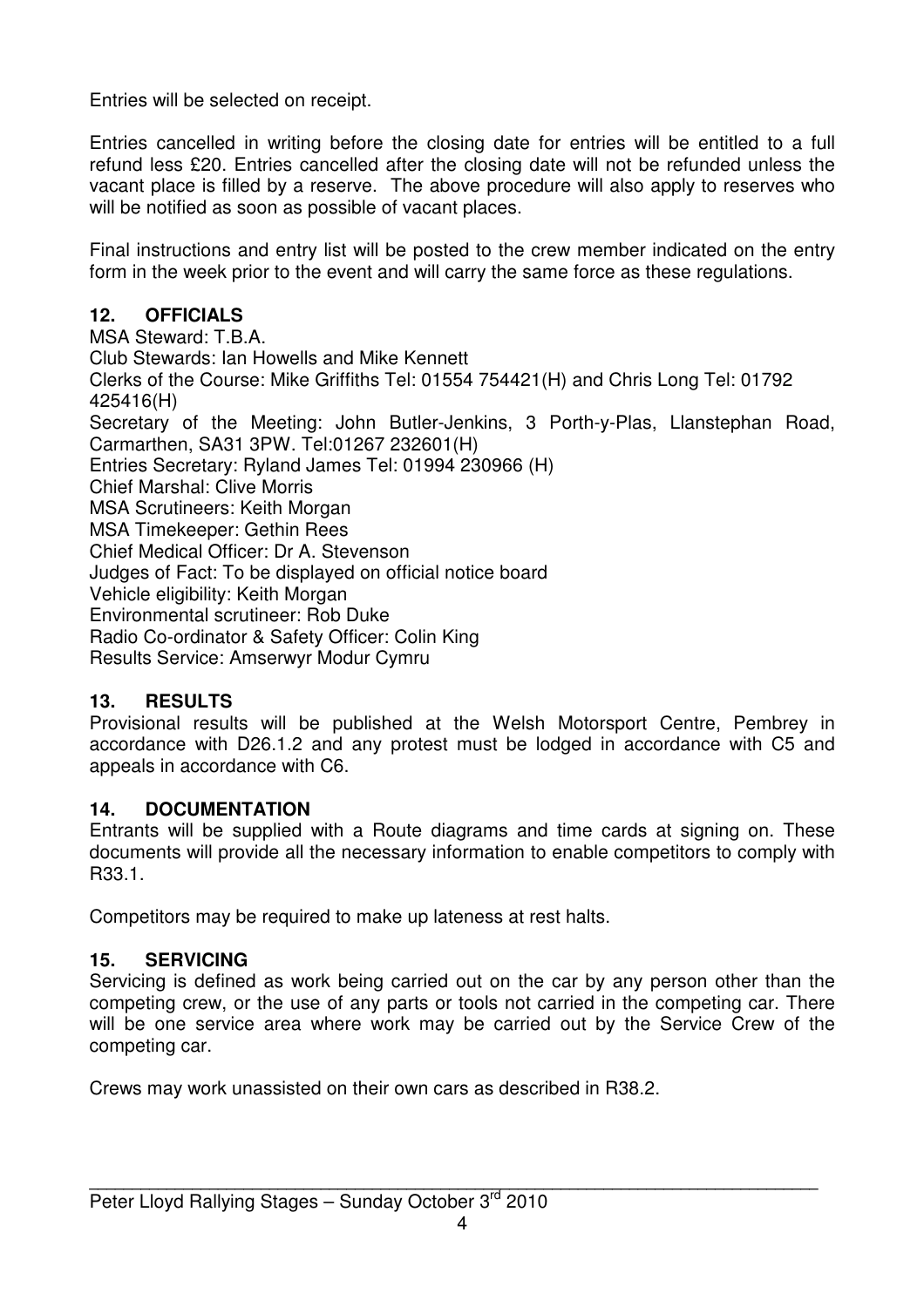Entries will be selected on receipt.

Entries cancelled in writing before the closing date for entries will be entitled to a full refund less £20. Entries cancelled after the closing date will not be refunded unless the vacant place is filled by a reserve. The above procedure will also apply to reserves who will be notified as soon as possible of vacant places.

Final instructions and entry list will be posted to the crew member indicated on the entry form in the week prior to the event and will carry the same force as these regulations.

## 12. OFFICIALS

MSA Steward: T.B.A.
Club Stewards: Ian Howells and Mike Kennett
Clerks of the Course: Mike Griffiths Tel: 01554 754421(H) and Chris Long Tel: 01792 425416(H)
Secretary of the Meeting: John Butler-Jenkins, 3 Porth-y-Plas, Llanstephan Road, Carmarthen, SA31 3PW. Tel:01267 232601(H)
Entries Secretary: Ryland James Tel: 01994 230966 (H)
Chief Marshal: Clive Morris
MSA Scrutineers: Keith Morgan
MSA Timekeeper: Gethin Rees
Chief Medical Officer: Dr A. Stevenson
Judges of Fact: To be displayed on official notice board
Vehicle eligibility: Keith Morgan
Environmental scrutineer: Rob Duke
Radio Co-ordinator & Safety Officer: Colin King
Results Service: Amserwyr Modur Cymru

## 13. RESULTS

Provisional results will be published at the Welsh Motorsport Centre, Pembrey in accordance with D26.1.2 and any protest must be lodged in accordance with C5 and appeals in accordance with C6.

## 14. DOCUMENTATION

Entrants will be supplied with a Route diagrams and time cards at signing on. These documents will provide all the necessary information to enable competitors to comply with R33.1.

Competitors may be required to make up lateness at rest halts.

## 15. SERVICING

Servicing is defined as work being carried out on the car by any person other than the competing crew, or the use of any parts or tools not carried in the competing car. There will be one service area where work may be carried out by the Service Crew of the competing car.

Crews may work unassisted on their own cars as described in R38.2.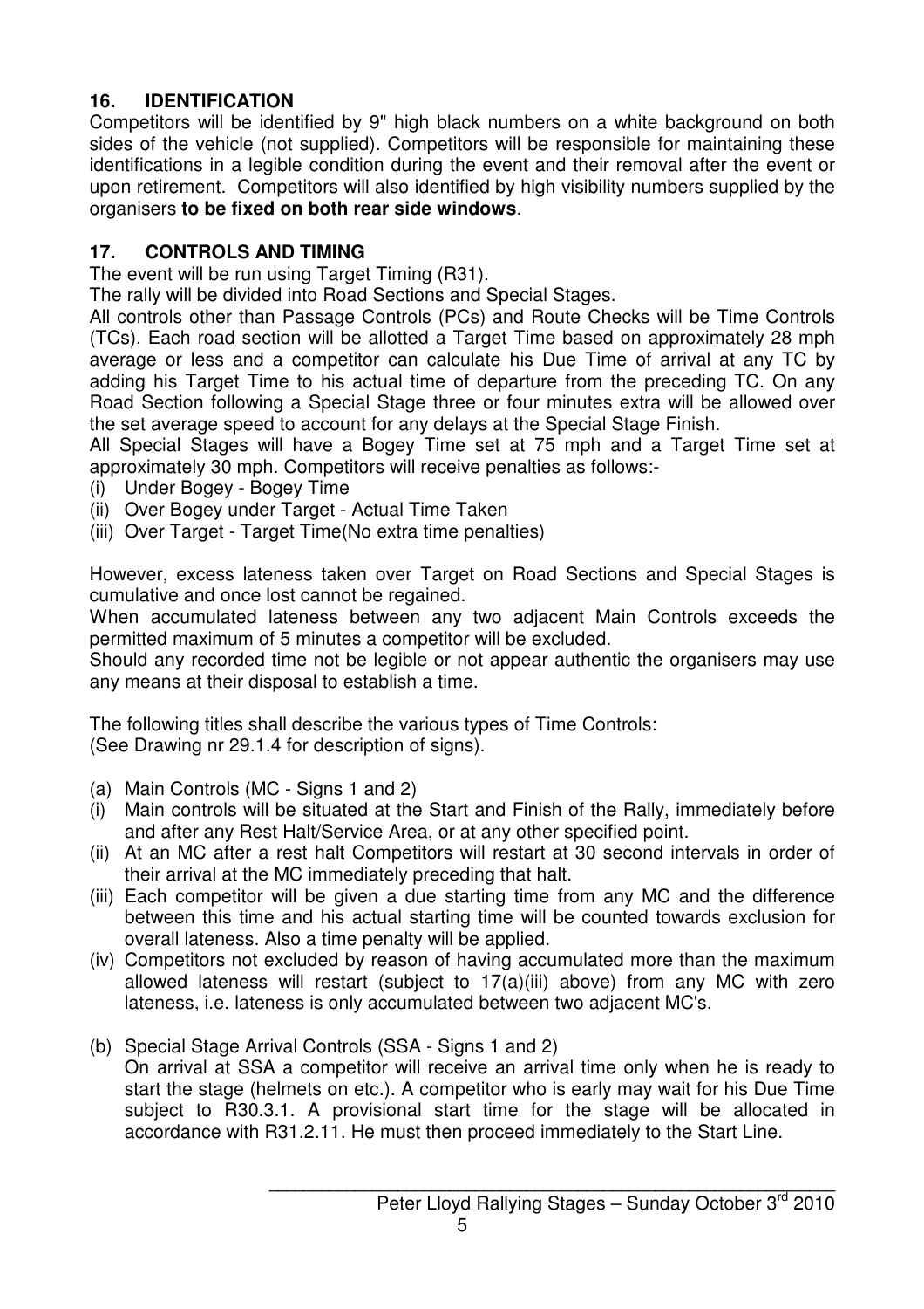## 16. IDENTIFICATION

Competitors will be identified by 9" high black numbers on a white background on both sides of the vehicle (not supplied). Competitors will be responsible for maintaining these identifications in a legible condition during the event and their removal after the event or upon retirement. Competitors will also identified by high visibility numbers supplied by the organisers **to be fixed on both rear side windows**.

## 17. CONTROLS AND TIMING

The event will be run using Target Timing (R31).

The rally will be divided into Road Sections and Special Stages.

All controls other than Passage Controls (PCs) and Route Checks will be Time Controls (TCs). Each road section will be allotted a Target Time based on approximately 28 mph average or less and a competitor can calculate his Due Time of arrival at any TC by adding his Target Time to his actual time of departure from the preceding TC. On any Road Section following a Special Stage three or four minutes extra will be allowed over the set average speed to account for any delays at the Special Stage Finish.

All Special Stages will have a Bogey Time set at 75 mph and a Target Time set at approximately 30 mph. Competitors will receive penalties as follows:-

(i) Under Bogey - Bogey Time
(ii) Over Bogey under Target - Actual Time Taken
(iii) Over Target - Target Time(No extra time penalties)

However, excess lateness taken over Target on Road Sections and Special Stages is cumulative and once lost cannot be regained.

When accumulated lateness between any two adjacent Main Controls exceeds the permitted maximum of 5 minutes a competitor will be excluded.

Should any recorded time not be legible or not appear authentic the organisers may use any means at their disposal to establish a time.

The following titles shall describe the various types of Time Controls:
(See Drawing nr 29.1.4 for description of signs).

(a) Main Controls (MC - Signs 1 and 2)

(i) Main controls will be situated at the Start and Finish of the Rally, immediately before and after any Rest Halt/Service Area, or at any other specified point.
(ii) At an MC after a rest halt Competitors will restart at 30 second intervals in order of their arrival at the MC immediately preceding that halt.
(iii) Each competitor will be given a due starting time from any MC and the difference between this time and his actual starting time will be counted towards exclusion for overall lateness. Also a time penalty will be applied.
(iv) Competitors not excluded by reason of having accumulated more than the maximum allowed lateness will restart (subject to 17(a)(iii) above) from any MC with zero lateness, i.e. lateness is only accumulated between two adjacent MC's.

(b) Special Stage Arrival Controls (SSA - Signs 1 and 2)
On arrival at SSA a competitor will receive an arrival time only when he is ready to start the stage (helmets on etc.). A competitor who is early may wait for his Due Time subject to R30.3.1. A provisional start time for the stage will be allocated in accordance with R31.2.11. He must then proceed immediately to the Start Line.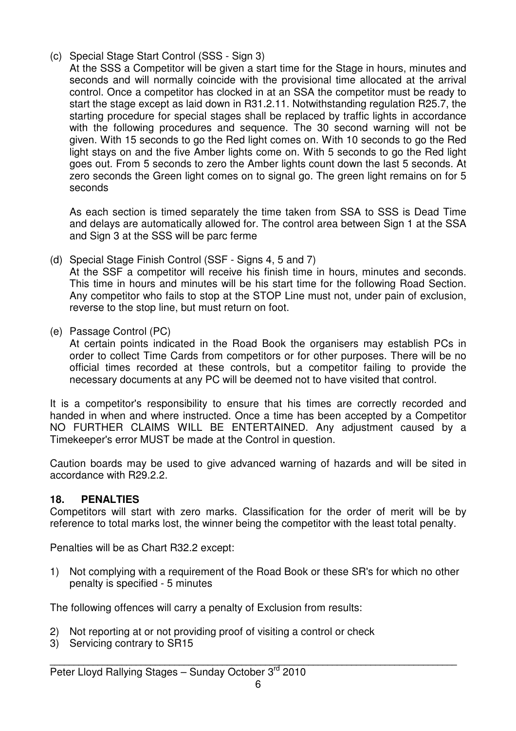(c) Special Stage Start Control (SSS - Sign 3)
At the SSS a Competitor will be given a start time for the Stage in hours, minutes and seconds and will normally coincide with the provisional time allocated at the arrival control. Once a competitor has clocked in at an SSA the competitor must be ready to start the stage except as laid down in R31.2.11. Notwithstanding regulation R25.7, the starting procedure for special stages shall be replaced by traffic lights in accordance with the following procedures and sequence. The 30 second warning will not be given. With 15 seconds to go the Red light comes on. With 10 seconds to go the Red light stays on and the five Amber lights come on. With 5 seconds to go the Red light goes out. From 5 seconds to zero the Amber lights count down the last 5 seconds. At zero seconds the Green light comes on to signal go. The green light remains on for 5 seconds

As each section is timed separately the time taken from SSA to SSS is Dead Time and delays are automatically allowed for. The control area between Sign 1 at the SSA and Sign 3 at the SSS will be parc ferme

(d) Special Stage Finish Control (SSF - Signs 4, 5 and 7)
At the SSF a competitor will receive his finish time in hours, minutes and seconds. This time in hours and minutes will be his start time for the following Road Section. Any competitor who fails to stop at the STOP Line must not, under pain of exclusion, reverse to the stop line, but must return on foot.

(e) Passage Control (PC)
At certain points indicated in the Road Book the organisers may establish PCs in order to collect Time Cards from competitors or for other purposes. There will be no official times recorded at these controls, but a competitor failing to provide the necessary documents at any PC will be deemed not to have visited that control.

It is a competitor's responsibility to ensure that his times are correctly recorded and handed in when and where instructed. Once a time has been accepted by a Competitor NO FURTHER CLAIMS WILL BE ENTERTAINED. Any adjustment caused by a Timekeeper's error MUST be made at the Control in question.

Caution boards may be used to give advanced warning of hazards and will be sited in accordance with R29.2.2.

## 18. PENALTIES

Competitors will start with zero marks. Classification for the order of merit will be by reference to total marks lost, the winner being the competitor with the least total penalty.

Penalties will be as Chart R32.2 except:

1) Not complying with a requirement of the Road Book or these SR's for which no other penalty is specified - 5 minutes

The following offences will carry a penalty of Exclusion from results:

2) Not reporting at or not providing proof of visiting a control or check
3) Servicing contrary to SR15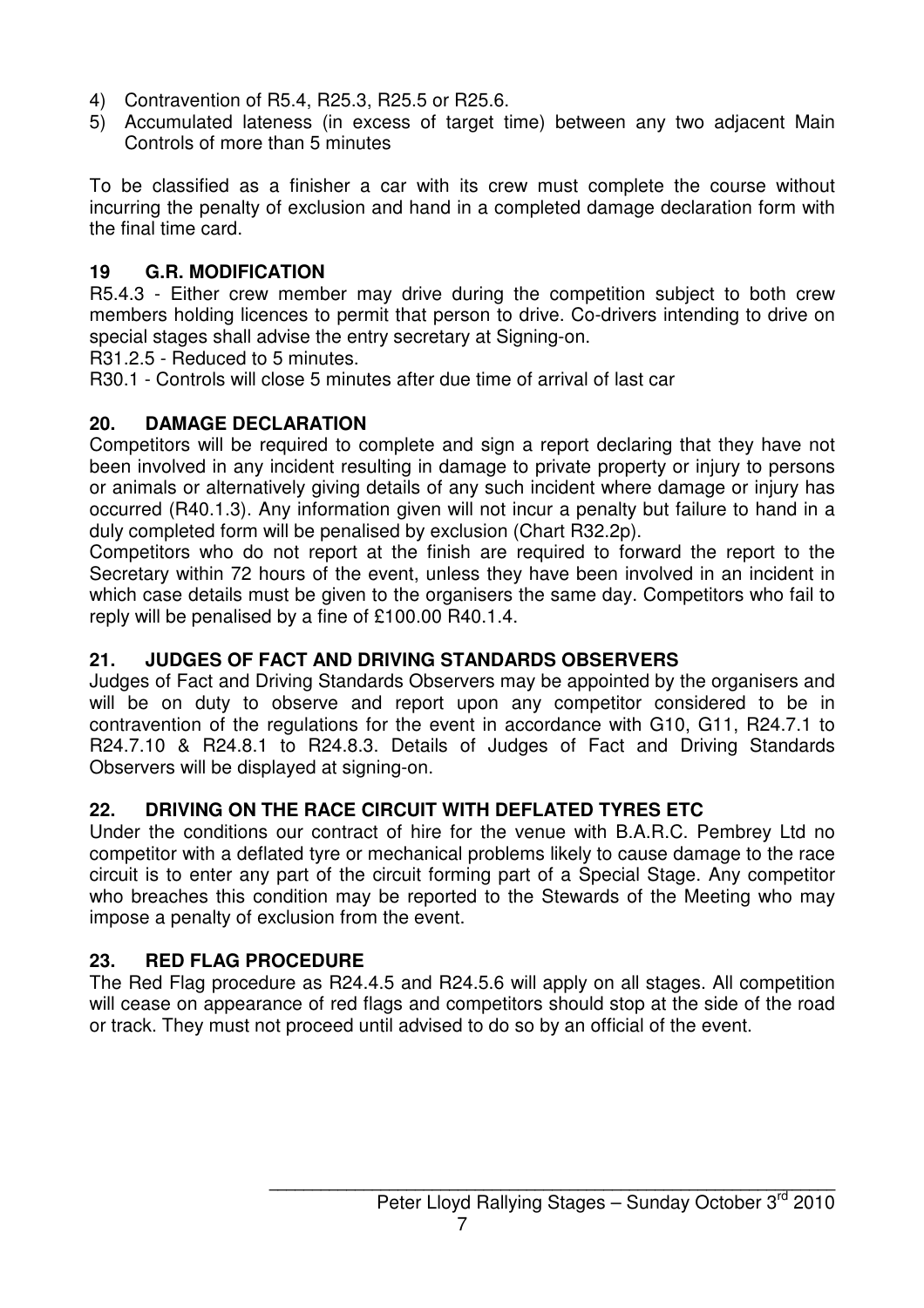4) Contravention of R5.4, R25.3, R25.5 or R25.6.
5) Accumulated lateness (in excess of target time) between any two adjacent Main Controls of more than 5 minutes

To be classified as a finisher a car with its crew must complete the course without incurring the penalty of exclusion and hand in a completed damage declaration form with the final time card.

## 19 G.R. MODIFICATION

R5.4.3 - Either crew member may drive during the competition subject to both crew members holding licences to permit that person to drive. Co-drivers intending to drive on special stages shall advise the entry secretary at Signing-on.

R31.2.5 - Reduced to 5 minutes.

R30.1 - Controls will close 5 minutes after due time of arrival of last car

## 20. DAMAGE DECLARATION

Competitors will be required to complete and sign a report declaring that they have not been involved in any incident resulting in damage to private property or injury to persons or animals or alternatively giving details of any such incident where damage or injury has occurred (R40.1.3). Any information given will not incur a penalty but failure to hand in a duly completed form will be penalised by exclusion (Chart R32.2p).

Competitors who do not report at the finish are required to forward the report to the Secretary within 72 hours of the event, unless they have been involved in an incident in which case details must be given to the organisers the same day. Competitors who fail to reply will be penalised by a fine of £100.00 R40.1.4.

## 21. JUDGES OF FACT AND DRIVING STANDARDS OBSERVERS

Judges of Fact and Driving Standards Observers may be appointed by the organisers and will be on duty to observe and report upon any competitor considered to be in contravention of the regulations for the event in accordance with G10, G11, R24.7.1 to R24.7.10 & R24.8.1 to R24.8.3. Details of Judges of Fact and Driving Standards Observers will be displayed at signing-on.

## 22. DRIVING ON THE RACE CIRCUIT WITH DEFLATED TYRES ETC

Under the conditions our contract of hire for the venue with B.A.R.C. Pembrey Ltd no competitor with a deflated tyre or mechanical problems likely to cause damage to the race circuit is to enter any part of the circuit forming part of a Special Stage. Any competitor who breaches this condition may be reported to the Stewards of the Meeting who may impose a penalty of exclusion from the event.

## 23. RED FLAG PROCEDURE

The Red Flag procedure as R24.4.5 and R24.5.6 will apply on all stages. All competition will cease on appearance of red flags and competitors should stop at the side of the road or track. They must not proceed until advised to do so by an official of the event.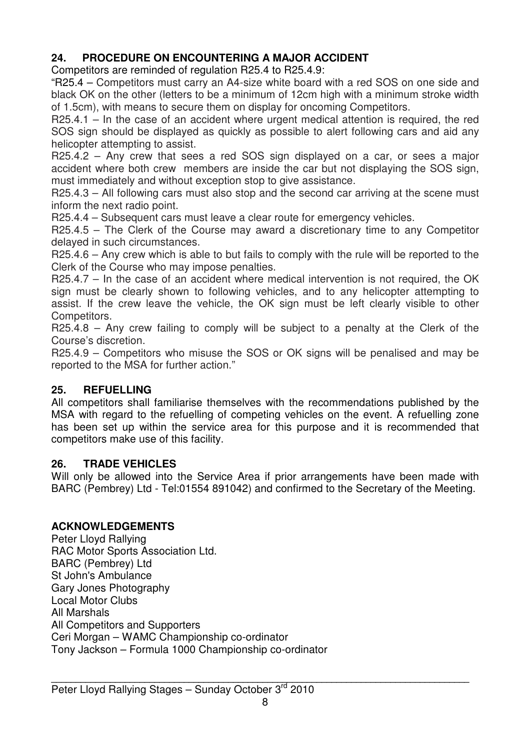## 24. PROCEDURE ON ENCOUNTERING A MAJOR ACCIDENT

Competitors are reminded of regulation R25.4 to R25.4.9:

"R25.4 – Competitors must carry an A4-size white board with a red SOS on one side and black OK on the other (letters to be a minimum of 12cm high with a minimum stroke width of 1.5cm), with means to secure them on display for oncoming Competitors.

R25.4.1 – In the case of an accident where urgent medical attention is required, the red SOS sign should be displayed as quickly as possible to alert following cars and aid any helicopter attempting to assist.

R25.4.2 – Any crew that sees a red SOS sign displayed on a car, or sees a major accident where both crew members are inside the car but not displaying the SOS sign, must immediately and without exception stop to give assistance.

R25.4.3 – All following cars must also stop and the second car arriving at the scene must inform the next radio point.

R25.4.4 – Subsequent cars must leave a clear route for emergency vehicles.

R25.4.5 – The Clerk of the Course may award a discretionary time to any Competitor delayed in such circumstances.

R25.4.6 – Any crew which is able to but fails to comply with the rule will be reported to the Clerk of the Course who may impose penalties.

R25.4.7 – In the case of an accident where medical intervention is not required, the OK sign must be clearly shown to following vehicles, and to any helicopter attempting to assist. If the crew leave the vehicle, the OK sign must be left clearly visible to other Competitors.

R25.4.8 – Any crew failing to comply will be subject to a penalty at the Clerk of the Course's discretion.

R25.4.9 – Competitors who misuse the SOS or OK signs will be penalised and may be reported to the MSA for further action."

## 25. REFUELLING

All competitors shall familiarise themselves with the recommendations published by the MSA with regard to the refuelling of competing vehicles on the event. A refuelling zone has been set up within the service area for this purpose and it is recommended that competitors make use of this facility.

## 26. TRADE VEHICLES

Will only be allowed into the Service Area if prior arrangements have been made with BARC (Pembrey) Ltd - Tel:01554 891042) and confirmed to the Secretary of the Meeting.

## ACKNOWLEDGEMENTS

Peter Lloyd Rallying
RAC Motor Sports Association Ltd.
BARC (Pembrey) Ltd
St John's Ambulance
Gary Jones Photography
Local Motor Clubs
All Marshals
All Competitors and Supporters
Ceri Morgan – WAMC Championship co-ordinator
Tony Jackson – Formula 1000 Championship co-ordinator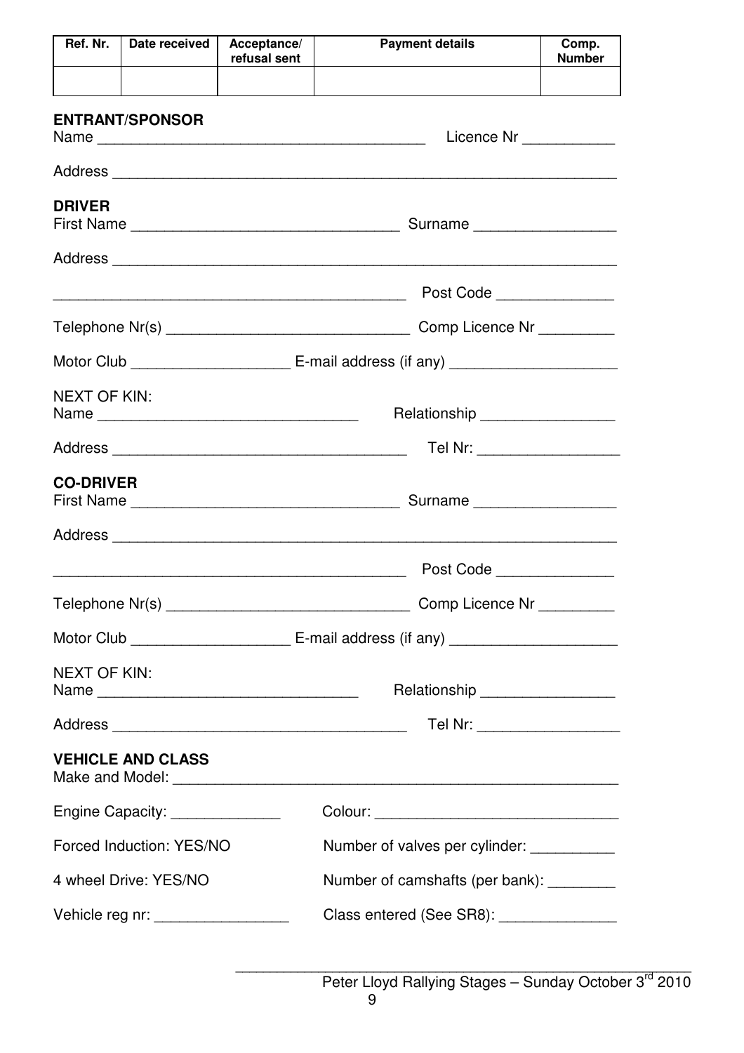| Ref. Nr. | Date received | Acceptance/ refusal sent | Payment details | Comp. Number |
|---|---|---|---|---|
| | | | | |

**ENTRANT/SPONSOR**

Name ________________________________________ Licence Nr ___________

Address ____________________________________________________________

**DRIVER**

First Name ________________________________ Surname _________________

Address ____________________________________________________________

____________________________________________ Post Code ______________

Telephone Nr(s) ______________________________ Comp Licence Nr _________

Motor Club ___________________ E-mail address (if any) ____________________

NEXT OF KIN:

Name _______________________________ Relationship ________________

Address ____________________________________ Tel Nr: _________________

**CO-DRIVER**

First Name ________________________________ Surname _________________

Address ____________________________________________________________

____________________________________________ Post Code ______________

Telephone Nr(s) ______________________________ Comp Licence Nr _________

Motor Club ___________________ E-mail address (if any) ____________________

NEXT OF KIN:

Name _______________________________ Relationship ________________

Address ____________________________________ Tel Nr: _________________

**VEHICLE AND CLASS**

Make and Model: ______________________________________________________

Engine Capacity: _____________ Colour: _____________________________

Forced Induction: YES/NO Number of valves per cylinder: __________

4 wheel Drive: YES/NO Number of camshafts (per bank): ________

Vehicle reg nr: ________________ Class entered (See SR8): ______________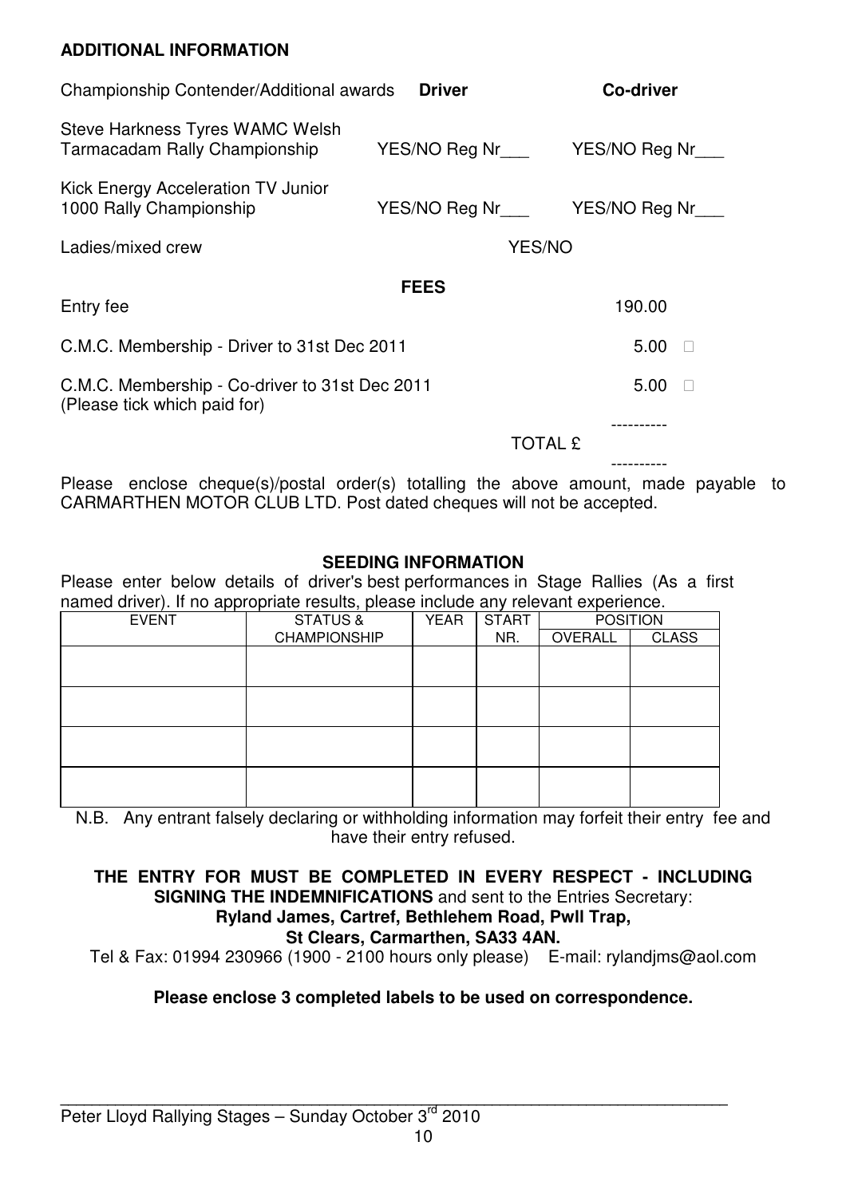**ADDITIONAL INFORMATION**

| Championship Contender/Additional awards | **Driver** | **Co-driver** |
|---|---|---|
| Steve Harkness Tyres WAMC Welsh Tarmacadam Rally Championship | YES/NO Reg Nr___ | YES/NO Reg Nr___ |
| Kick Energy Acceleration TV Junior 1000 Rally Championship | YES/NO Reg Nr___ | YES/NO Reg Nr___ |
| Ladies/mixed crew | YES/NO | |

**FEES**

| | |
|---|---|
| Entry fee | 190.00 |
| C.M.C. Membership - Driver to 31st Dec 2011 | 5.00 ☐ |
| C.M.C. Membership - Co-driver to 31st Dec 2011 (Please tick which paid for) | 5.00 ☐ |
| | ---------- |
| TOTAL £ | |
| | ---------- |

Please enclose cheque(s)/postal order(s) totalling the above amount, made payable to CARMARTHEN MOTOR CLUB LTD. Post dated cheques will not be accepted.

**SEEDING INFORMATION**

Please enter below details of driver's best performances in Stage Rallies (As a first named driver). If no appropriate results, please include any relevant experience.

| EVENT | STATUS & CHAMPIONSHIP | YEAR | START NR. | POSITION | |
|---|---|---|---|---|---|
| | | | | OVERALL | CLASS |
| | | | | | |
| | | | | | |
| | | | | | |
| | | | | | |

N.B. Any entrant falsely declaring or withholding information may forfeit their entry fee and have their entry refused.

**THE ENTRY FOR MUST BE COMPLETED IN EVERY RESPECT - INCLUDING SIGNING THE INDEMNIFICATIONS** and sent to the Entries Secretary:
**Ryland James, Cartref, Bethlehem Road, Pwll Trap,**
**St Clears, Carmarthen, SA33 4AN.**
Tel & Fax: 01994 230966 (1900 - 2100 hours only please) E-mail: rylandjms@aol.com

**Please enclose 3 completed labels to be used on correspondence.**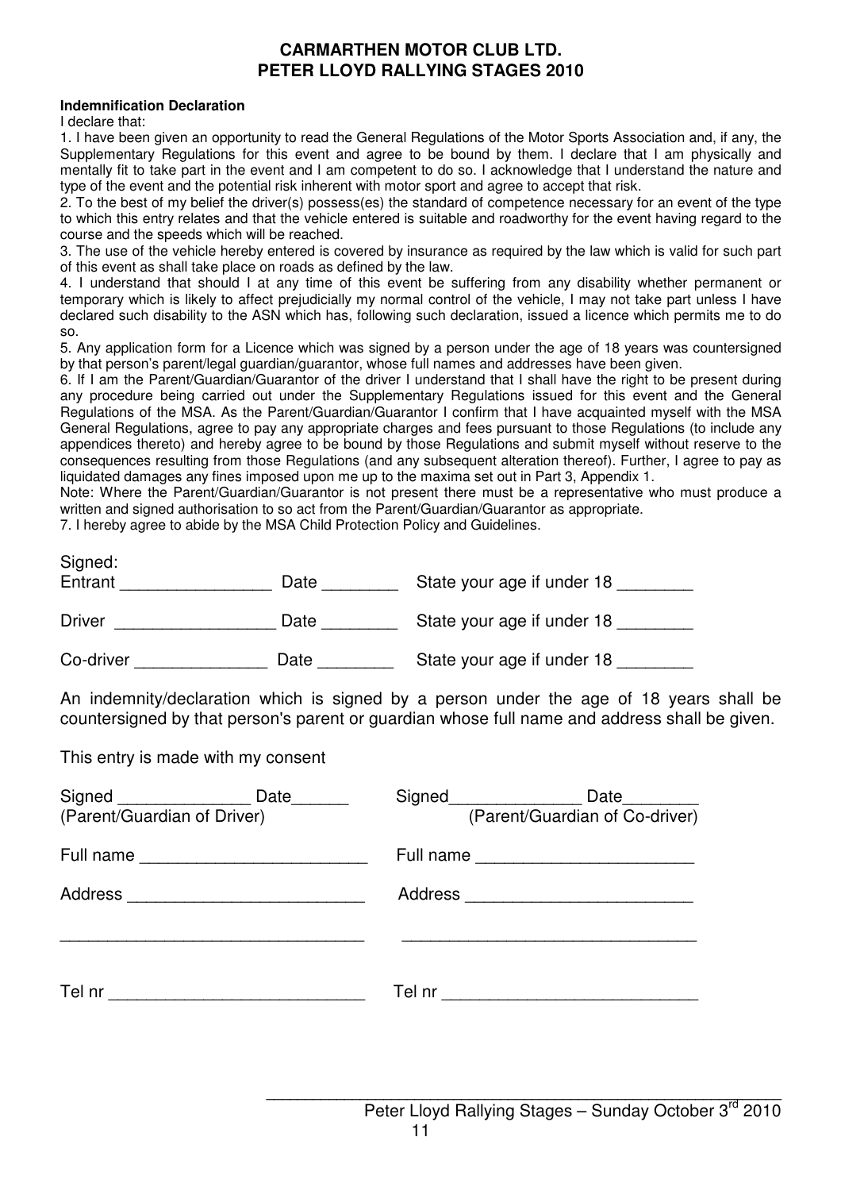# CARMARTHEN MOTOR CLUB LTD.
# PETER LLOYD RALLYING STAGES 2010

**Indemnification Declaration**

I declare that:

1. I have been given an opportunity to read the General Regulations of the Motor Sports Association and, if any, the Supplementary Regulations for this event and agree to be bound by them. I declare that I am physically and mentally fit to take part in the event and I am competent to do so. I acknowledge that I understand the nature and type of the event and the potential risk inherent with motor sport and agree to accept that risk.
2. To the best of my belief the driver(s) possess(es) the standard of competence necessary for an event of the type to which this entry relates and that the vehicle entered is suitable and roadworthy for the event having regard to the course and the speeds which will be reached.
3. The use of the vehicle hereby entered is covered by insurance as required by the law which is valid for such part of this event as shall take place on roads as defined by the law.
4. I understand that should I at any time of this event be suffering from any disability whether permanent or temporary which is likely to affect prejudicially my normal control of the vehicle, I may not take part unless I have declared such disability to the ASN which has, following such declaration, issued a licence which permits me to do so.
5. Any application form for a Licence which was signed by a person under the age of 18 years was countersigned by that person's parent/legal guardian/guarantor, whose full names and addresses have been given.
6. If I am the Parent/Guardian/Guarantor of the driver I understand that I shall have the right to be present during any procedure being carried out under the Supplementary Regulations issued for this event and the General Regulations of the MSA. As the Parent/Guardian/Guarantor I confirm that I have acquainted myself with the MSA General Regulations, agree to pay any appropriate charges and fees pursuant to those Regulations (to include any appendices thereto) and hereby agree to be bound by those Regulations and submit myself without reserve to the consequences resulting from those Regulations (and any subsequent alteration thereof). Further, I agree to pay as liquidated damages any fines imposed upon me up to the maxima set out in Part 3, Appendix 1.

Note: Where the Parent/Guardian/Guarantor is not present there must be a representative who must produce a written and signed authorisation to so act from the Parent/Guardian/Guarantor as appropriate.

7. I hereby agree to abide by the MSA Child Protection Policy and Guidelines.

Signed:

Entrant ________________ Date ________ State your age if under 18 ________

Driver _________________ Date ________ State your age if under 18 ________

Co-driver ______________ Date ________ State your age if under 18 ________

An indemnity/declaration which is signed by a person under the age of 18 years shall be countersigned by that person's parent or guardian whose full name and address shall be given.

This entry is made with my consent

| | |
|---|---|
| Signed ______________ Date______ (Parent/Guardian of Driver) | Signed______________ Date________ (Parent/Guardian of Co-driver) |
| Full name ________________________ | Full name _______________________ |
| Address _________________________ | Address ________________________ |
| ________________________________ | _______________________________ |
| Tel nr ___________________________ | Tel nr ___________________________ |

Peter Lloyd Rallying Stages – Sunday October 3rd 2010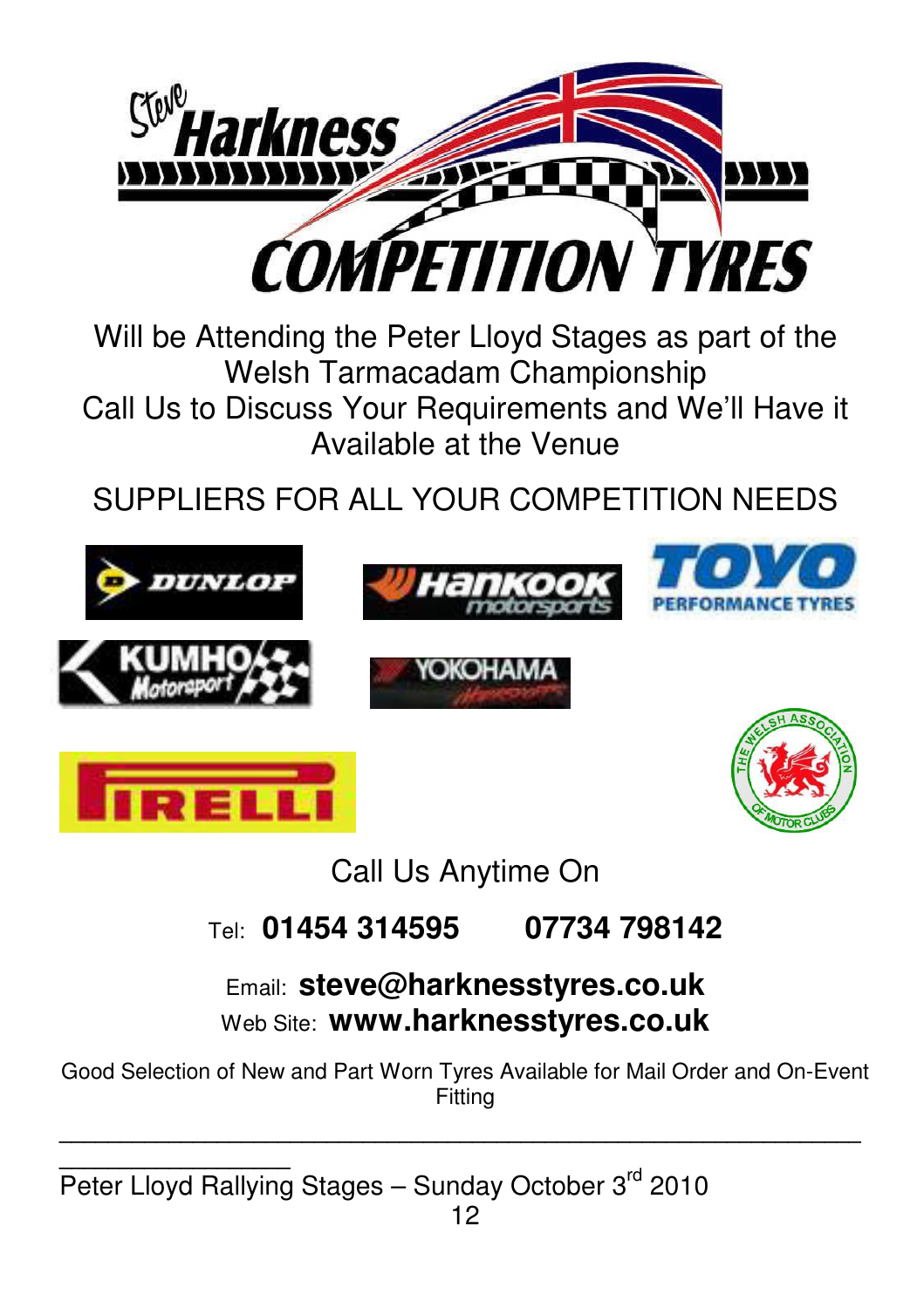# Steve Harkness COMPETITION TYRES

Will be Attending the Peter Lloyd Stages as part of the Welsh Tarmacadam Championship
Call Us to Discuss Your Requirements and We'll Have it Available at the Venue

SUPPLIERS FOR ALL YOUR COMPETITION NEEDS

DUNLOP

HANKOOK motorsports

TOYO PERFORMANCE TYRES

KUMHO Motorsport

YOKOHAMA

PIRELLI

THE WELSH ASSOCIATION OF MOTOR CLUBS

Call Us Anytime On

Tel: **01454 314595** **07734 798142**

Email: **steve@harknesstyres.co.uk**
Web Site: **www.harknesstyres.co.uk**

Good Selection of New and Part Worn Tyres Available for Mail Order and On-Event Fitting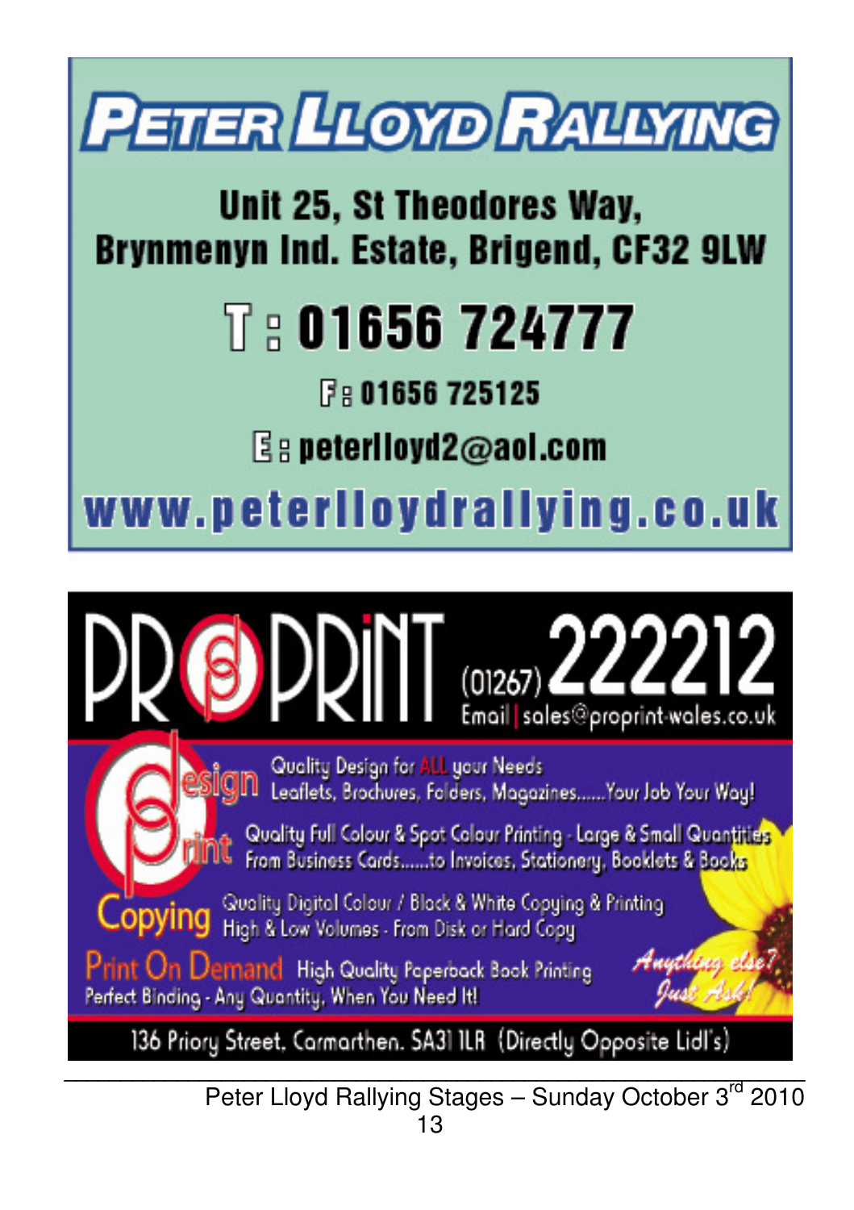# PETER LLOYD RALLYING

**Unit 25, St Theodores Way,**
**Brynmenyn Ind. Estate, Brigend, CF32 9LW**

**T : 01656 724777**

**F : 01656 725125**

**E : peterlloyd2@aol.com**

**www.peterlloydrallying.co.uk**

# PRO PRINT (01267) 222212

Email | sales@proprint-wales.co.uk

**Design** Quality Design for ALL your Needs
Leaflets, Brochures, Folders, Magazines......Your Job Your Way!

**Print** Quality Full Colour & Spot Colour Printing - Large & Small Quantities
From Business Cards......to Invoices, Stationery, Booklets & Books

**Copying** Quality Digital Colour / Black & White Copying & Printing
High & Low Volumes - From Disk or Hard Copy

**Print On Demand** High Quality Paperback Book Printing
Perfect Binding - Any Quantity, When You Need It!

*Anything else? Just Ask!*

136 Priory Street, Carmarthen. SA31 1LR (Directly Opposite Lidl's)